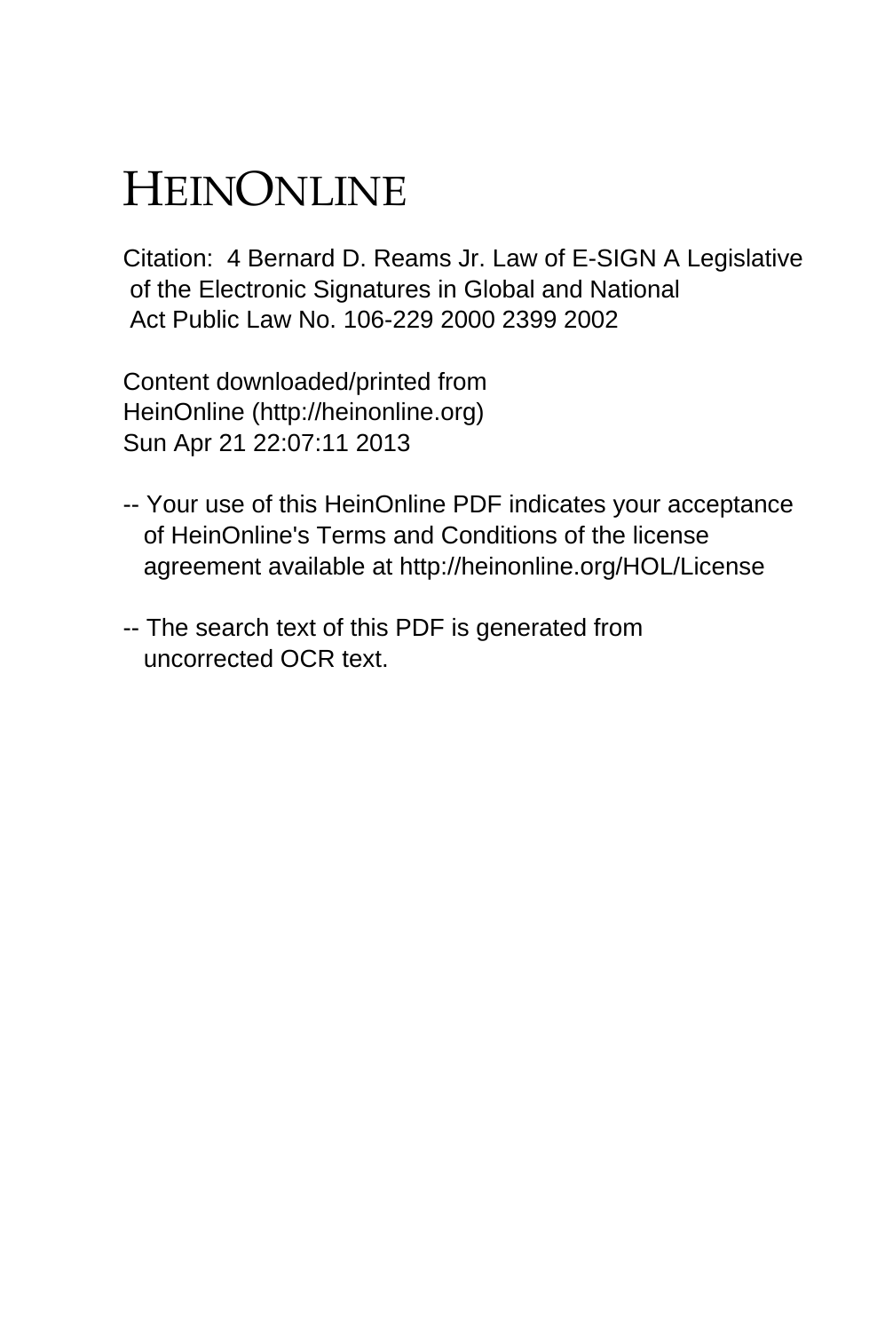# HEINONLINE

Citation: 4 Bernard D. Reams Jr. Law of E-SIGN A Legislative of the Electronic Signatures in Global and National Act Public Law No. 106-229 2000 2399 2002

Content downloaded/printed from HeinOnline (http://heinonline.org)
Sun Apr 21 22:07:11 2013

-- Your use of this HeinOnline PDF indicates your acceptance of HeinOnline's Terms and Conditions of the license agreement available at http://heinonline.org/HOL/License

-- The search text of this PDF is generated from uncorrected OCR text.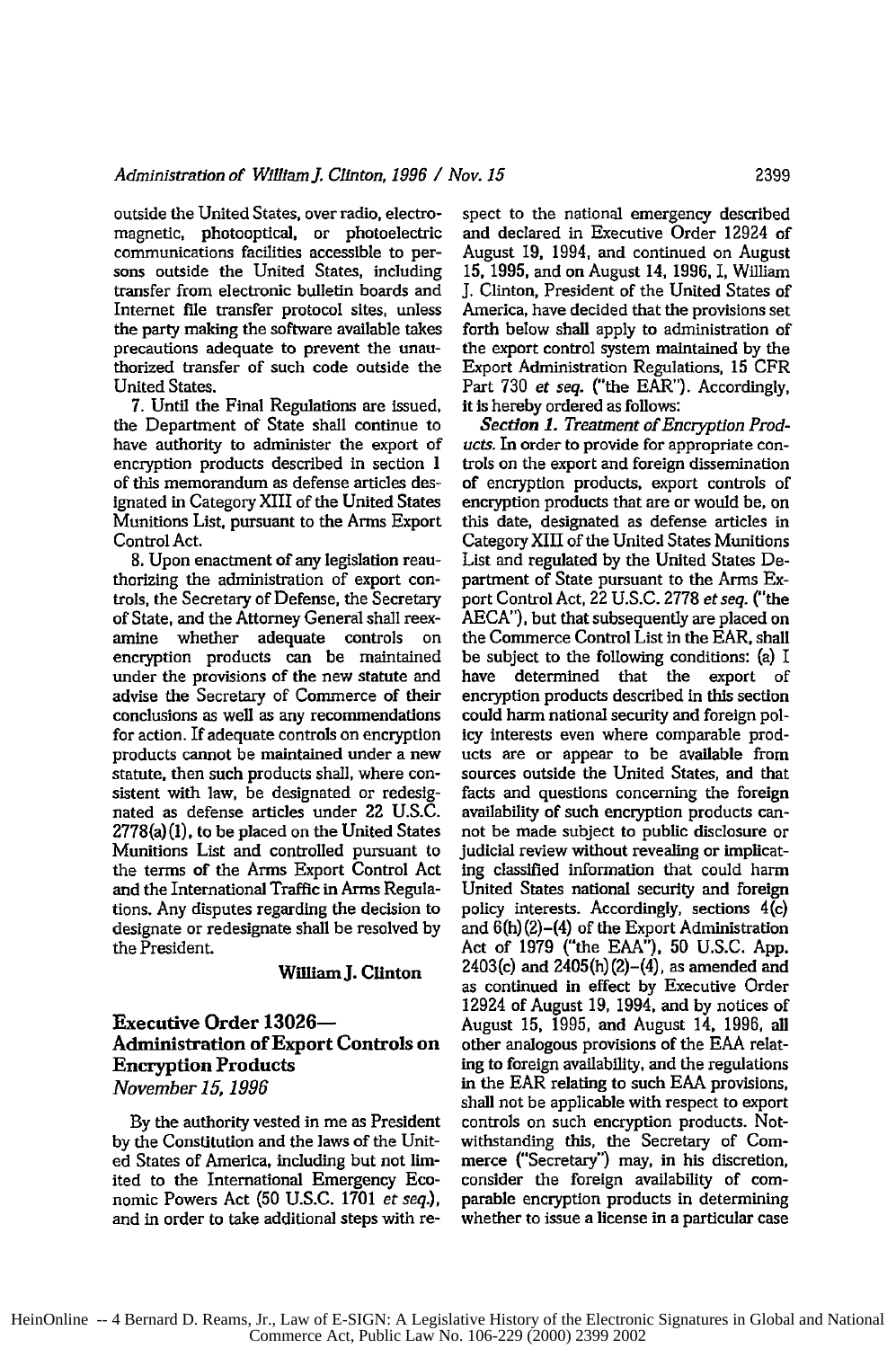outside the United States, over radio, electromagnetic, photooptical, or photoelectric communications facilities accessible to persons outside the United States, including transfer from electronic bulletin boards and Internet file transfer protocol sites, unless the party making the software available takes precautions adequate to prevent the unauthorized transfer of such code outside the United States.

7. Until the Final Regulations are issued, the Department of State shall continue to have authority to administer the export of encryption products described in section 1 of this memorandum as defense articles designated in Category XIII of the United States Munitions List, pursuant to the Arms Export Control Act.

8. Upon enactment of any legislation reauthorizing the administration of export controls, the Secretary of Defense, the Secretary of State, and the Attorney General shall reexamine whether adequate controls on encryption products can be maintained under the provisions of the new statute and advise the Secretary of Commerce of their conclusions as well as any recommendations for action. If adequate controls on encryption products cannot be maintained under a new statute, then such products shall, where consistent with law, be designated or redesignated as defense articles under 22 U.S.C. 2778(a)(1), to be placed on the United States Munitions List and controlled pursuant to the terms of the Arms Export Control Act and the International Traffic in Arms Regulations. Any disputes regarding the decision to designate or redesignate shall be resolved by the President.

**William J. Clinton**

## Executive Order 13026— Administration of Export Controls on Encryption Products

*November 15, 1996*

By the authority vested in me as President by the Constitution and the laws of the United States of America, including but not limited to the International Emergency Economic Powers Act (50 U.S.C. 1701 *et seq.*), and in order to take additional steps with respect to the national emergency described and declared in Executive Order 12924 of August 19, 1994, and continued on August 15, 1995, and on August 14, 1996, I, William J. Clinton, President of the United States of America, have decided that the provisions set forth below shall apply to administration of the export control system maintained by the Export Administration Regulations, 15 CFR Part 730 *et seq.* ("the EAR"). Accordingly, it is hereby ordered as follows:

*Section 1. Treatment of Encryption Products.* In order to provide for appropriate controls on the export and foreign dissemination of encryption products, export controls of encryption products that are or would be, on this date, designated as defense articles in Category XIII of the United States Munitions List and regulated by the United States Department of State pursuant to the Arms Export Control Act, 22 U.S.C. 2778 *et seq.* ("the AECA"), but that subsequently are placed on the Commerce Control List in the EAR, shall be subject to the following conditions: (a) I have determined that the export of encryption products described in this section could harm national security and foreign policy interests even where comparable products are or appear to be available from sources outside the United States, and that facts and questions concerning the foreign availability of such encryption products cannot be made subject to public disclosure or judicial review without revealing or implicating classified information that could harm United States national security and foreign policy interests. Accordingly, sections 4(c) and 6(h)(2)–(4) of the Export Administration Act of 1979 ("the EAA"), 50 U.S.C. App. 2403(c) and 2405(h)(2)–(4), as amended and as continued in effect by Executive Order 12924 of August 19, 1994, and by notices of August 15, 1995, and August 14, 1996, all other analogous provisions of the EAA relating to foreign availability, and the regulations in the EAR relating to such EAA provisions, shall not be applicable with respect to export controls on such encryption products. Notwithstanding this, the Secretary of Commerce ("Secretary") may, in his discretion, consider the foreign availability of comparable encryption products in determining whether to issue a license in a particular case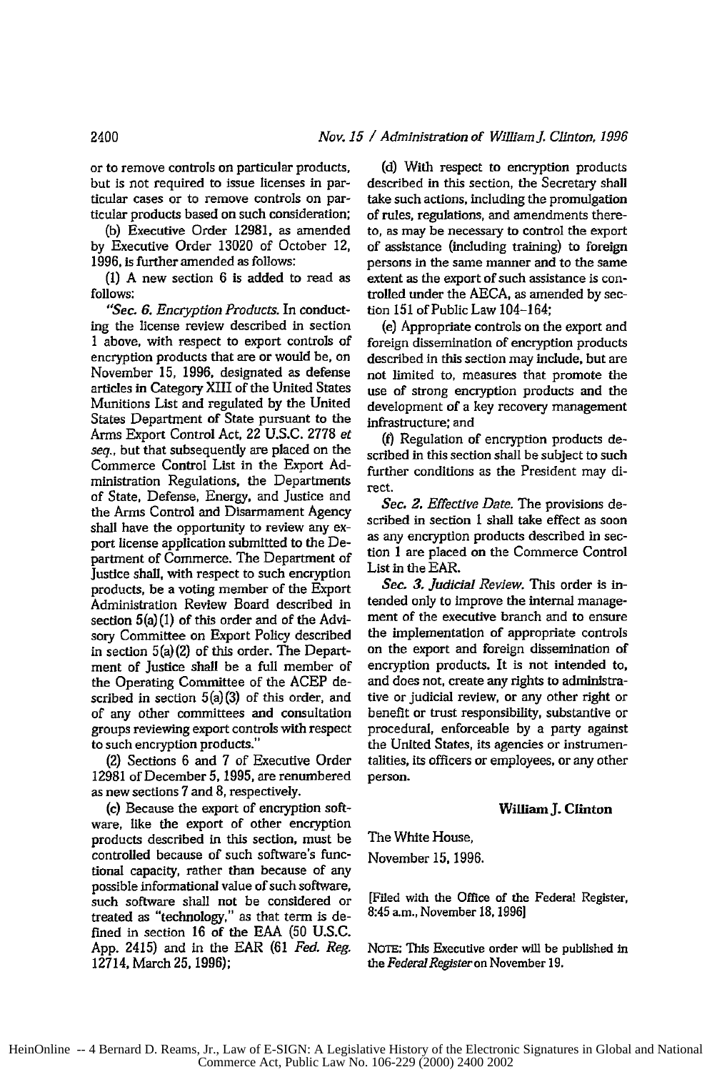or to remove controls on particular products, but is not required to issue licenses in particular cases or to remove controls on particular products based on such consideration;

(b) Executive Order 12981, as amended by Executive Order 13020 of October 12, 1996, is further amended as follows:

(1) A new section 6 is added to read as follows:

*"Sec. 6. Encryption Products.* In conducting the license review described in section 1 above, with respect to export controls of encryption products that are or would be, on November 15, 1996, designated as defense articles in Category XIII of the United States Munitions List and regulated by the United States Department of State pursuant to the Arms Export Control Act, 22 U.S.C. 2778 *et seq.*, but that subsequently are placed on the Commerce Control List in the Export Administration Regulations, the Departments of State, Defense, Energy, and Justice and the Arms Control and Disarmament Agency shall have the opportunity to review any export license application submitted to the Department of Commerce. The Department of Justice shall, with respect to such encryption products, be a voting member of the Export Administration Review Board described in section 5(a)(1) of this order and of the Advisory Committee on Export Policy described in section 5(a)(2) of this order. The Department of Justice shall be a full member of the Operating Committee of the ACEP described in section 5(a)(3) of this order, and of any other committees and consultation groups reviewing export controls with respect to such encryption products."

(2) Sections 6 and 7 of Executive Order 12981 of December 5, 1995, are renumbered as new sections 7 and 8, respectively.

(c) Because the export of encryption software, like the export of other encryption products described in this section, must be controlled because of such software's functional capacity, rather than because of any possible informational value of such software, such software shall not be considered or treated as "technology," as that term is defined in section 16 of the EAA (50 U.S.C. App. 2415) and in the EAR (61 *Fed. Reg.* 12714, March 25, 1996);

(d) With respect to encryption products described in this section, the Secretary shall take such actions, including the promulgation of rules, regulations, and amendments thereto, as may be necessary to control the export of assistance (including training) to foreign persons in the same manner and to the same extent as the export of such assistance is controlled under the AECA, as amended by section 151 of Public Law 104-164;

(e) Appropriate controls on the export and foreign dissemination of encryption products described in this section may include, but are not limited to, measures that promote the use of strong encryption products and the development of a key recovery management infrastructure; and

(f) Regulation of encryption products described in this section shall be subject to such further conditions as the President may direct.

*Sec. 2. Effective Date.* The provisions described in section 1 shall take effect as soon as any encryption products described in section 1 are placed on the Commerce Control List in the EAR.

*Sec. 3. Judicial Review.* This order is intended only to improve the internal management of the executive branch and to ensure the implementation of appropriate controls on the export and foreign dissemination of encryption products. It is not intended to, and does not, create any rights to administrative or judicial review, or any other right or benefit or trust responsibility, substantive or procedural, enforceable by a party against the United States, its agencies or instrumentalities, its officers or employees, or any other person.

**William J. Clinton**

The White House,

November 15, 1996.

[Filed with the Office of the Federal Register, 8:45 a.m., November 18, 1996]

NOTE: This Executive order will be published in the *Federal Register* on November 19.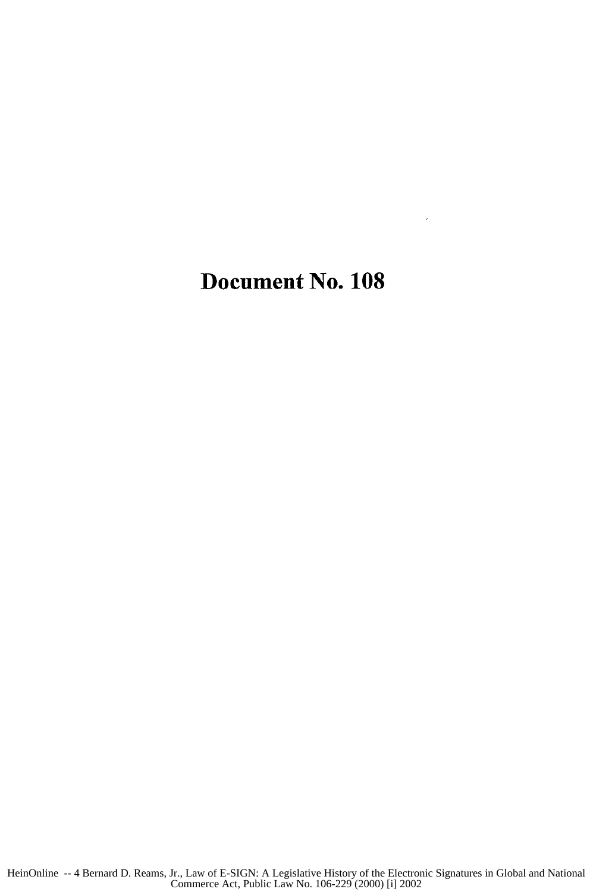# Document No. 108